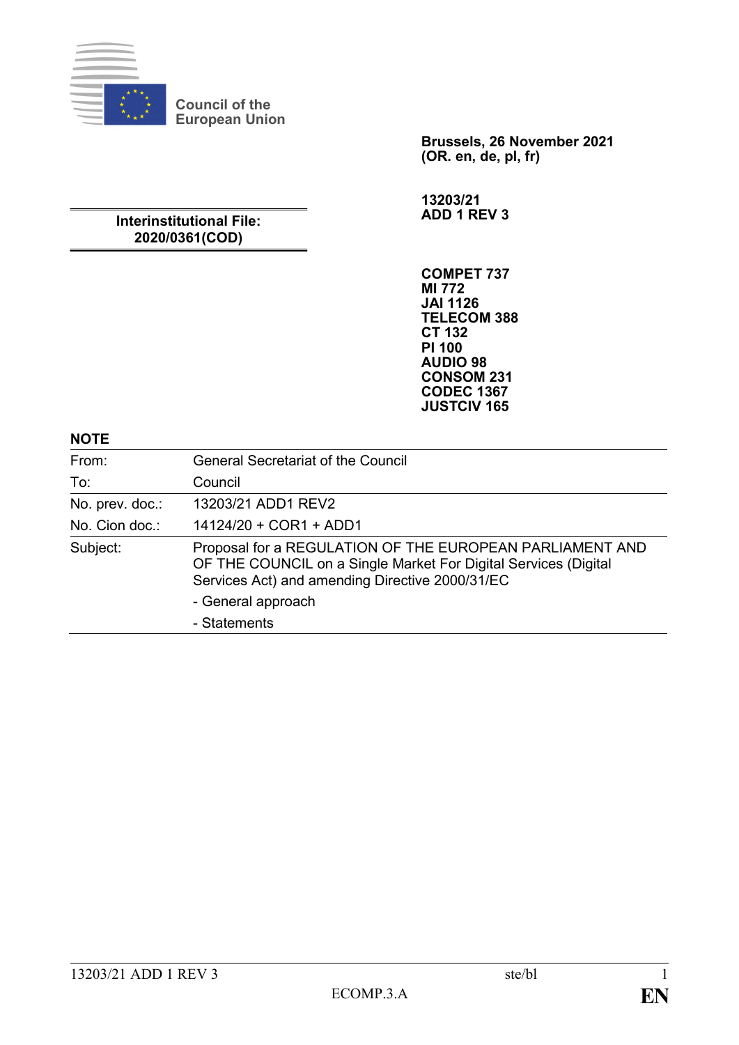Council of the European Union

**Brussels, 26 November 2021**
**(OR. en, de, pl, fr)**

**Interinstitutional File:**
**2020/0361(COD)**

**13203/21**
**ADD 1 REV 3**

**COMPET 737**
**MI 772**
**JAI 1126**
**TELECOM 388**
**CT 132**
**PI 100**
**AUDIO 98**
**CONSOM 231**
**CODEC 1367**
**JUSTCIV 165**

**NOTE**

| | |
|---|---|
| From: | General Secretariat of the Council |
| To: | Council |
| No. prev. doc.: | 13203/21 ADD1 REV2 |
| No. Cion doc.: | 14124/20 + COR1 + ADD1 |
| Subject: | Proposal for a REGULATION OF THE EUROPEAN PARLIAMENT AND OF THE COUNCIL on a Single Market For Digital Services (Digital Services Act) and amending Directive 2000/31/EC<br>- General approach<br>- Statements |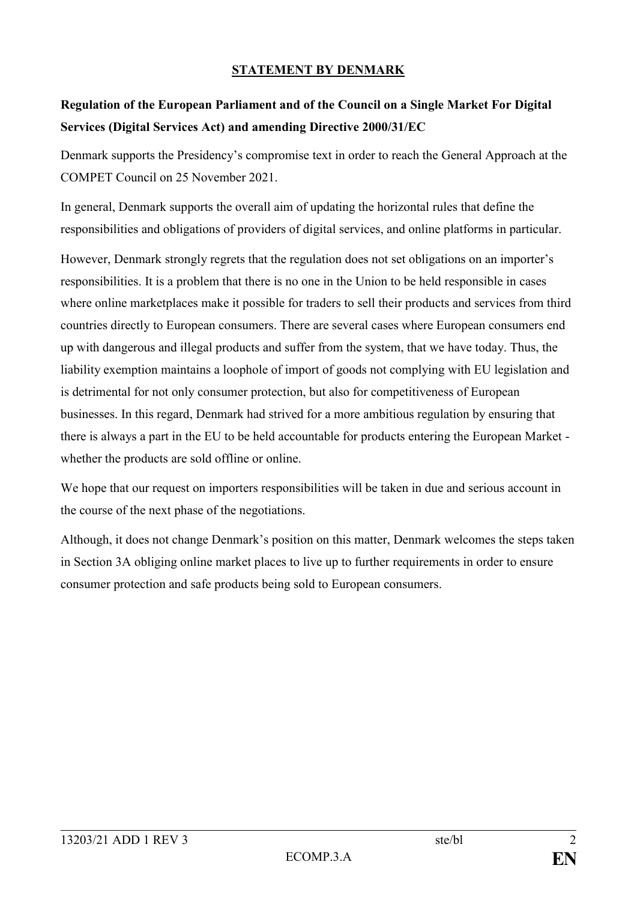## STATEMENT BY DENMARK

**Regulation of the European Parliament and of the Council on a Single Market For Digital Services (Digital Services Act) and amending Directive 2000/31/EC**

Denmark supports the Presidency's compromise text in order to reach the General Approach at the COMPET Council on 25 November 2021.

In general, Denmark supports the overall aim of updating the horizontal rules that define the responsibilities and obligations of providers of digital services, and online platforms in particular.

However, Denmark strongly regrets that the regulation does not set obligations on an importer's responsibilities. It is a problem that there is no one in the Union to be held responsible in cases where online marketplaces make it possible for traders to sell their products and services from third countries directly to European consumers. There are several cases where European consumers end up with dangerous and illegal products and suffer from the system, that we have today. Thus, the liability exemption maintains a loophole of import of goods not complying with EU legislation and is detrimental for not only consumer protection, but also for competitiveness of European businesses. In this regard, Denmark had strived for a more ambitious regulation by ensuring that there is always a part in the EU to be held accountable for products entering the European Market - whether the products are sold offline or online.

We hope that our request on importers responsibilities will be taken in due and serious account in the course of the next phase of the negotiations.

Although, it does not change Denmark's position on this matter, Denmark welcomes the steps taken in Section 3A obliging online market places to live up to further requirements in order to ensure consumer protection and safe products being sold to European consumers.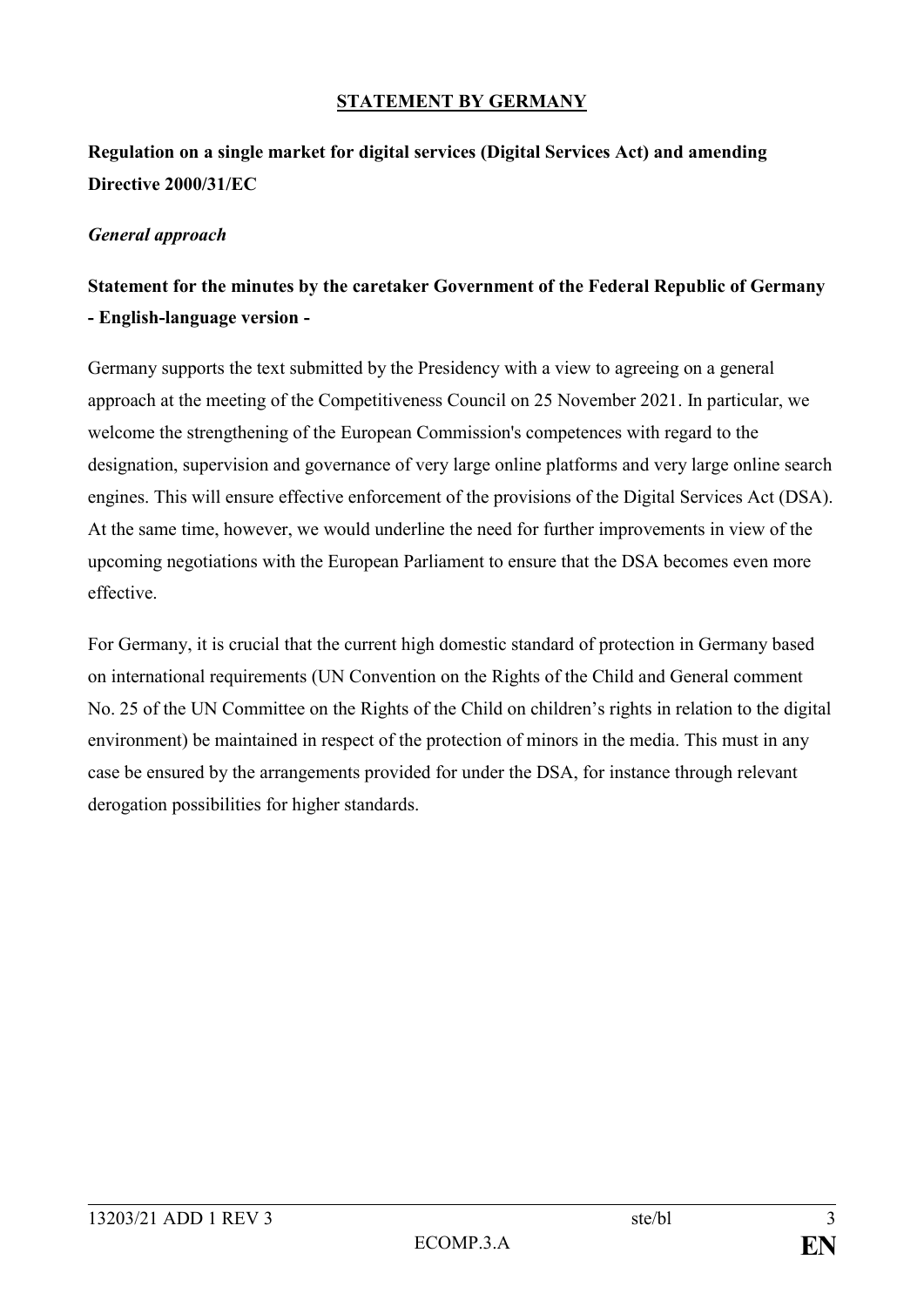## STATEMENT BY GERMANY

**Regulation on a single market for digital services (Digital Services Act) and amending Directive 2000/31/EC**

*General approach*

**Statement for the minutes by the caretaker Government of the Federal Republic of Germany - English-language version -**

Germany supports the text submitted by the Presidency with a view to agreeing on a general approach at the meeting of the Competitiveness Council on 25 November 2021. In particular, we welcome the strengthening of the European Commission's competences with regard to the designation, supervision and governance of very large online platforms and very large online search engines. This will ensure effective enforcement of the provisions of the Digital Services Act (DSA). At the same time, however, we would underline the need for further improvements in view of the upcoming negotiations with the European Parliament to ensure that the DSA becomes even more effective.

For Germany, it is crucial that the current high domestic standard of protection in Germany based on international requirements (UN Convention on the Rights of the Child and General comment No. 25 of the UN Committee on the Rights of the Child on children's rights in relation to the digital environment) be maintained in respect of the protection of minors in the media. This must in any case be ensured by the arrangements provided for under the DSA, for instance through relevant derogation possibilities for higher standards.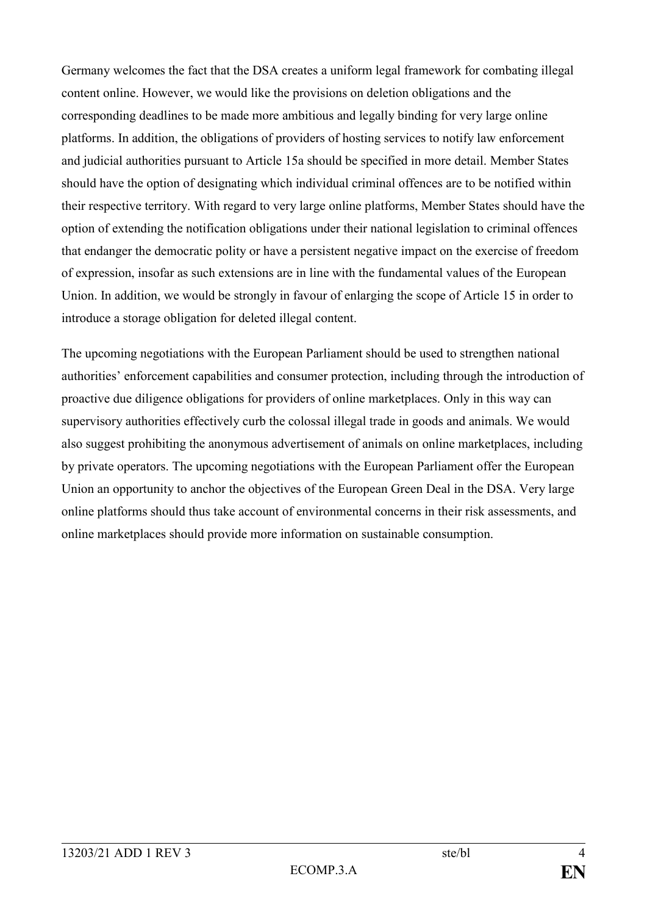Germany welcomes the fact that the DSA creates a uniform legal framework for combating illegal content online. However, we would like the provisions on deletion obligations and the corresponding deadlines to be made more ambitious and legally binding for very large online platforms. In addition, the obligations of providers of hosting services to notify law enforcement and judicial authorities pursuant to Article 15a should be specified in more detail. Member States should have the option of designating which individual criminal offences are to be notified within their respective territory. With regard to very large online platforms, Member States should have the option of extending the notification obligations under their national legislation to criminal offences that endanger the democratic polity or have a persistent negative impact on the exercise of freedom of expression, insofar as such extensions are in line with the fundamental values of the European Union. In addition, we would be strongly in favour of enlarging the scope of Article 15 in order to introduce a storage obligation for deleted illegal content.

The upcoming negotiations with the European Parliament should be used to strengthen national authorities' enforcement capabilities and consumer protection, including through the introduction of proactive due diligence obligations for providers of online marketplaces. Only in this way can supervisory authorities effectively curb the colossal illegal trade in goods and animals. We would also suggest prohibiting the anonymous advertisement of animals on online marketplaces, including by private operators. The upcoming negotiations with the European Parliament offer the European Union an opportunity to anchor the objectives of the European Green Deal in the DSA. Very large online platforms should thus take account of environmental concerns in their risk assessments, and online marketplaces should provide more information on sustainable consumption.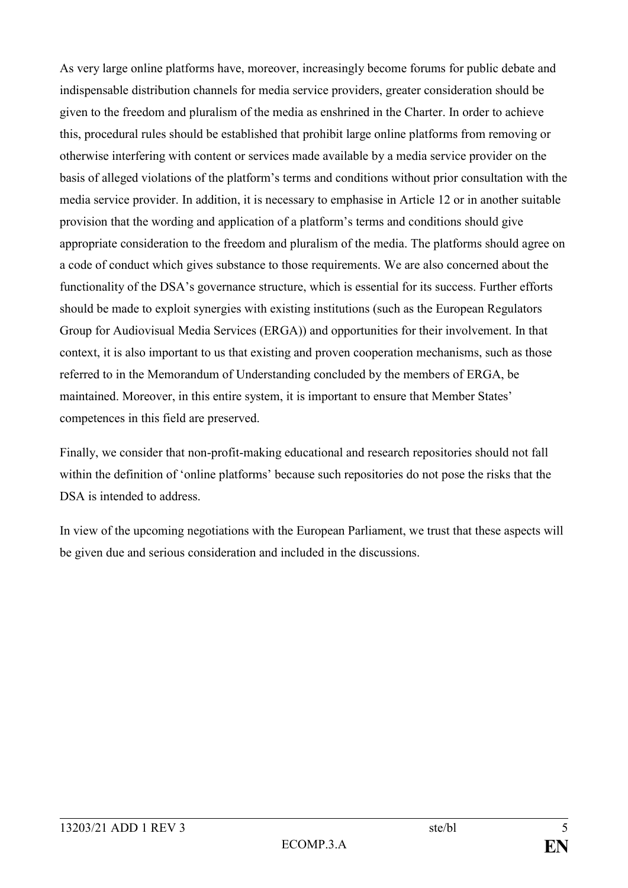As very large online platforms have, moreover, increasingly become forums for public debate and indispensable distribution channels for media service providers, greater consideration should be given to the freedom and pluralism of the media as enshrined in the Charter. In order to achieve this, procedural rules should be established that prohibit large online platforms from removing or otherwise interfering with content or services made available by a media service provider on the basis of alleged violations of the platform's terms and conditions without prior consultation with the media service provider. In addition, it is necessary to emphasise in Article 12 or in another suitable provision that the wording and application of a platform's terms and conditions should give appropriate consideration to the freedom and pluralism of the media. The platforms should agree on a code of conduct which gives substance to those requirements. We are also concerned about the functionality of the DSA's governance structure, which is essential for its success. Further efforts should be made to exploit synergies with existing institutions (such as the European Regulators Group for Audiovisual Media Services (ERGA)) and opportunities for their involvement. In that context, it is also important to us that existing and proven cooperation mechanisms, such as those referred to in the Memorandum of Understanding concluded by the members of ERGA, be maintained. Moreover, in this entire system, it is important to ensure that Member States' competences in this field are preserved.

Finally, we consider that non-profit-making educational and research repositories should not fall within the definition of 'online platforms' because such repositories do not pose the risks that the DSA is intended to address.

In view of the upcoming negotiations with the European Parliament, we trust that these aspects will be given due and serious consideration and included in the discussions.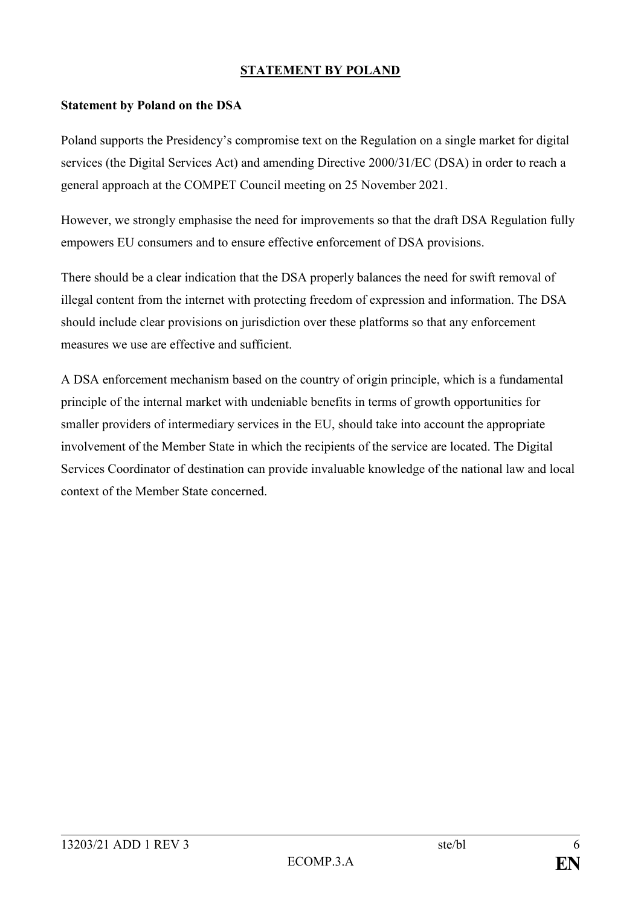## STATEMENT BY POLAND

**Statement by Poland on the DSA**

Poland supports the Presidency's compromise text on the Regulation on a single market for digital services (the Digital Services Act) and amending Directive 2000/31/EC (DSA) in order to reach a general approach at the COMPET Council meeting on 25 November 2021.

However, we strongly emphasise the need for improvements so that the draft DSA Regulation fully empowers EU consumers and to ensure effective enforcement of DSA provisions.

There should be a clear indication that the DSA properly balances the need for swift removal of illegal content from the internet with protecting freedom of expression and information. The DSA should include clear provisions on jurisdiction over these platforms so that any enforcement measures we use are effective and sufficient.

A DSA enforcement mechanism based on the country of origin principle, which is a fundamental principle of the internal market with undeniable benefits in terms of growth opportunities for smaller providers of intermediary services in the EU, should take into account the appropriate involvement of the Member State in which the recipients of the service are located. The Digital Services Coordinator of destination can provide invaluable knowledge of the national law and local context of the Member State concerned.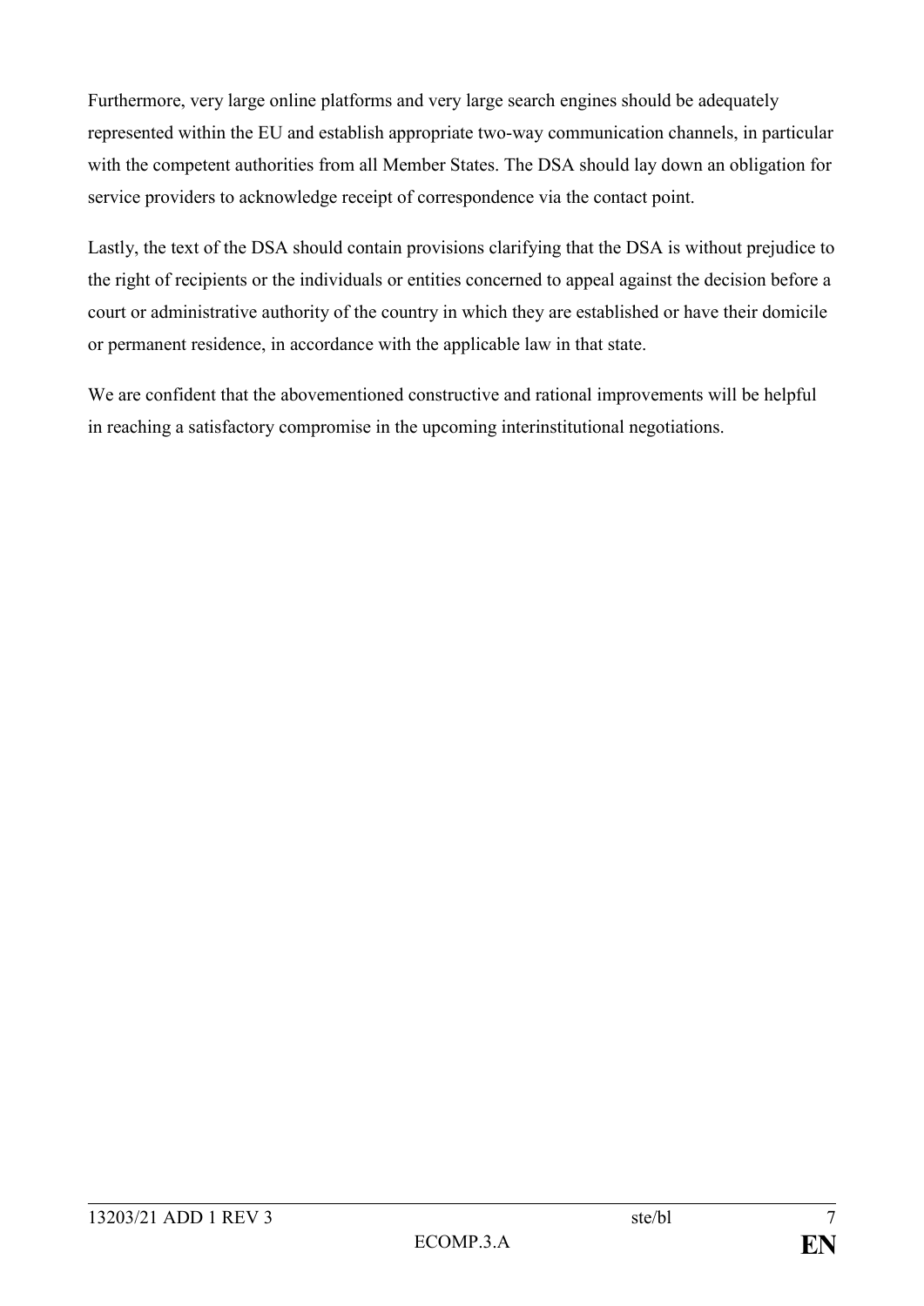Furthermore, very large online platforms and very large search engines should be adequately represented within the EU and establish appropriate two-way communication channels, in particular with the competent authorities from all Member States. The DSA should lay down an obligation for service providers to acknowledge receipt of correspondence via the contact point.

Lastly, the text of the DSA should contain provisions clarifying that the DSA is without prejudice to the right of recipients or the individuals or entities concerned to appeal against the decision before a court or administrative authority of the country in which they are established or have their domicile or permanent residence, in accordance with the applicable law in that state.

We are confident that the abovementioned constructive and rational improvements will be helpful in reaching a satisfactory compromise in the upcoming interinstitutional negotiations.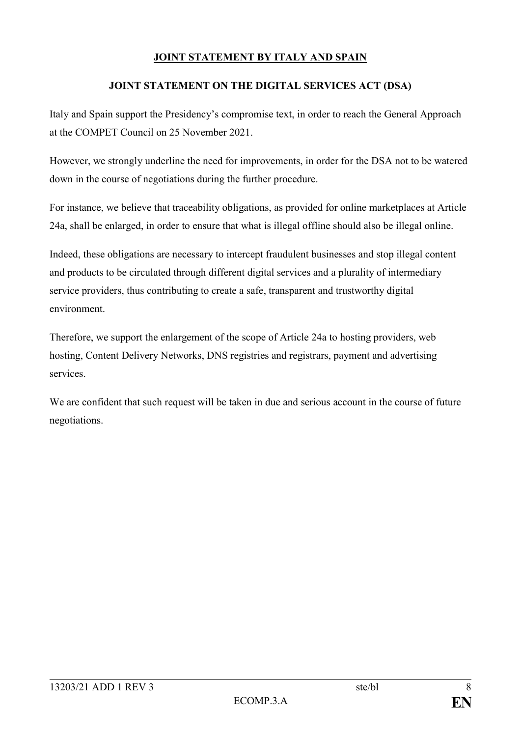# JOINT STATEMENT BY ITALY AND SPAIN

## JOINT STATEMENT ON THE DIGITAL SERVICES ACT (DSA)

Italy and Spain support the Presidency's compromise text, in order to reach the General Approach at the COMPET Council on 25 November 2021.

However, we strongly underline the need for improvements, in order for the DSA not to be watered down in the course of negotiations during the further procedure.

For instance, we believe that traceability obligations, as provided for online marketplaces at Article 24a, shall be enlarged, in order to ensure that what is illegal offline should also be illegal online.

Indeed, these obligations are necessary to intercept fraudulent businesses and stop illegal content and products to be circulated through different digital services and a plurality of intermediary service providers, thus contributing to create a safe, transparent and trustworthy digital environment.

Therefore, we support the enlargement of the scope of Article 24a to hosting providers, web hosting, Content Delivery Networks, DNS registries and registrars, payment and advertising services.

We are confident that such request will be taken in due and serious account in the course of future negotiations.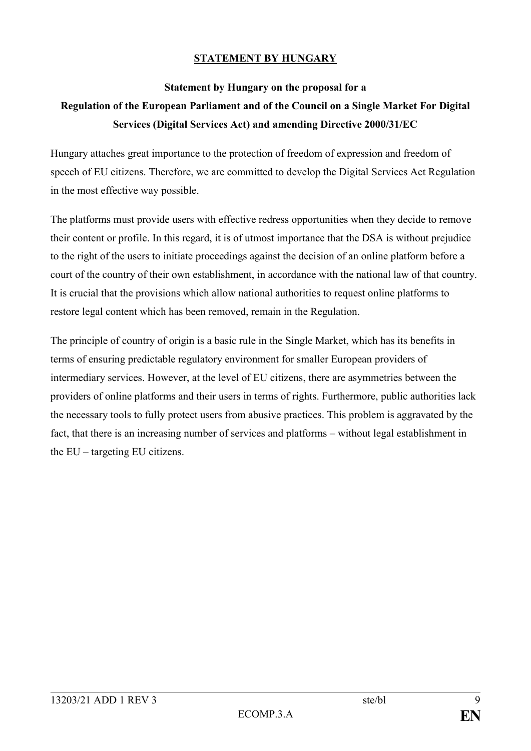## STATEMENT BY HUNGARY

### Statement by Hungary on the proposal for a Regulation of the European Parliament and of the Council on a Single Market For Digital Services (Digital Services Act) and amending Directive 2000/31/EC

Hungary attaches great importance to the protection of freedom of expression and freedom of speech of EU citizens. Therefore, we are committed to develop the Digital Services Act Regulation in the most effective way possible.

The platforms must provide users with effective redress opportunities when they decide to remove their content or profile. In this regard, it is of utmost importance that the DSA is without prejudice to the right of the users to initiate proceedings against the decision of an online platform before a court of the country of their own establishment, in accordance with the national law of that country. It is crucial that the provisions which allow national authorities to request online platforms to restore legal content which has been removed, remain in the Regulation.

The principle of country of origin is a basic rule in the Single Market, which has its benefits in terms of ensuring predictable regulatory environment for smaller European providers of intermediary services. However, at the level of EU citizens, there are asymmetries between the providers of online platforms and their users in terms of rights. Furthermore, public authorities lack the necessary tools to fully protect users from abusive practices. This problem is aggravated by the fact, that there is an increasing number of services and platforms – without legal establishment in the EU – targeting EU citizens.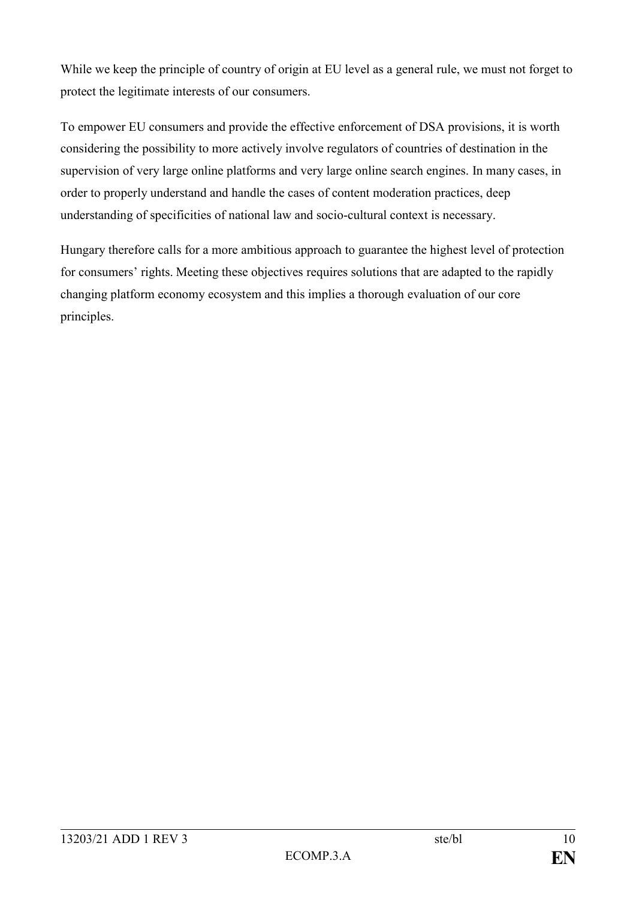While we keep the principle of country of origin at EU level as a general rule, we must not forget to protect the legitimate interests of our consumers.

To empower EU consumers and provide the effective enforcement of DSA provisions, it is worth considering the possibility to more actively involve regulators of countries of destination in the supervision of very large online platforms and very large online search engines. In many cases, in order to properly understand and handle the cases of content moderation practices, deep understanding of specificities of national law and socio-cultural context is necessary.

Hungary therefore calls for a more ambitious approach to guarantee the highest level of protection for consumers' rights. Meeting these objectives requires solutions that are adapted to the rapidly changing platform economy ecosystem and this implies a thorough evaluation of our core principles.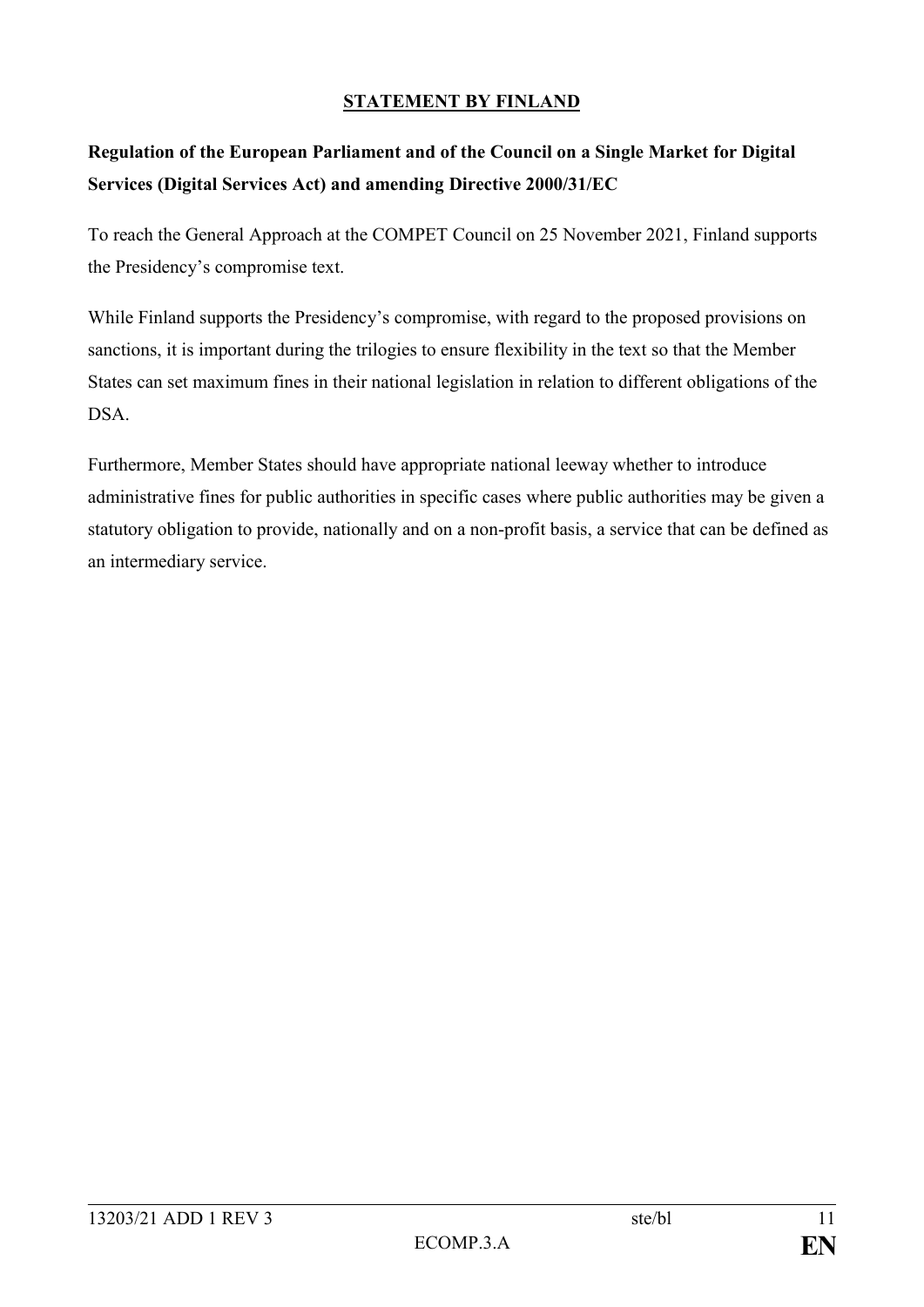## STATEMENT BY FINLAND

**Regulation of the European Parliament and of the Council on a Single Market for Digital Services (Digital Services Act) and amending Directive 2000/31/EC**

To reach the General Approach at the COMPET Council on 25 November 2021, Finland supports the Presidency's compromise text.

While Finland supports the Presidency's compromise, with regard to the proposed provisions on sanctions, it is important during the trilogies to ensure flexibility in the text so that the Member States can set maximum fines in their national legislation in relation to different obligations of the DSA.

Furthermore, Member States should have appropriate national leeway whether to introduce administrative fines for public authorities in specific cases where public authorities may be given a statutory obligation to provide, nationally and on a non-profit basis, a service that can be defined as an intermediary service.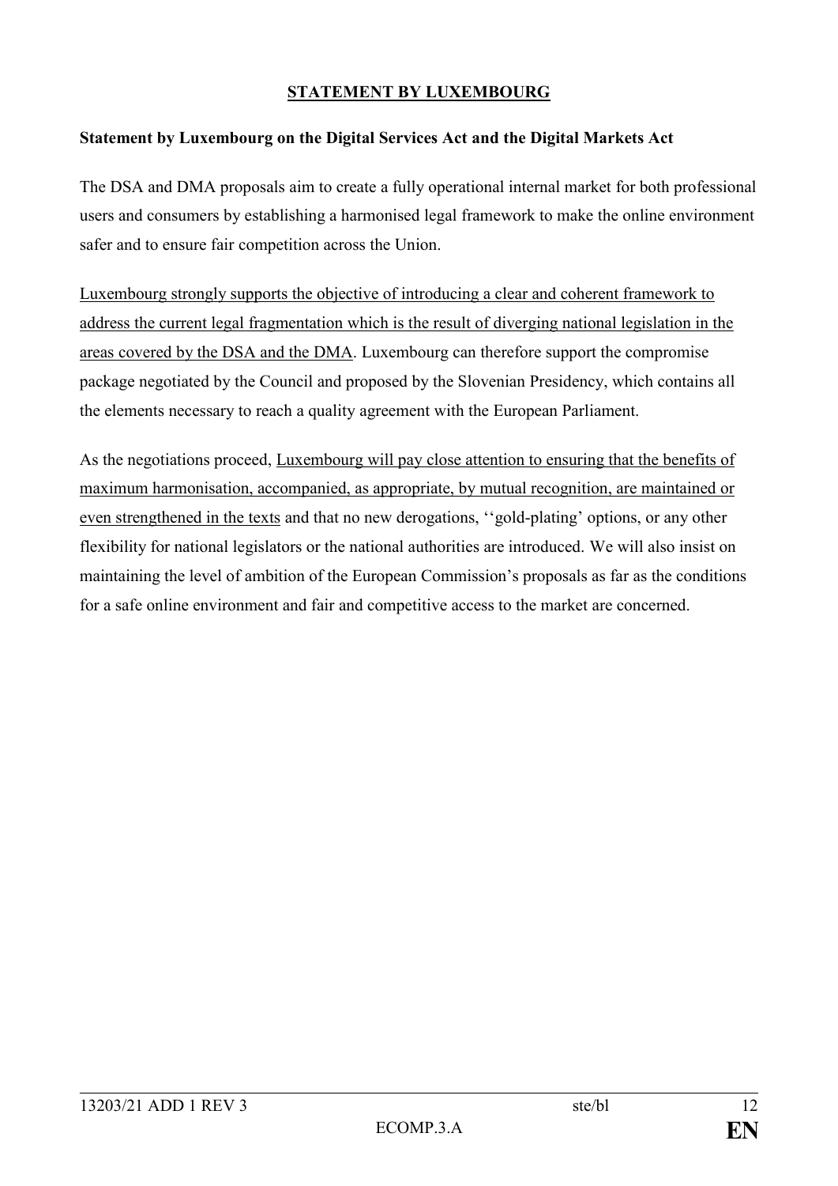**STATEMENT BY LUXEMBOURG**

**Statement by Luxembourg on the Digital Services Act and the Digital Markets Act**

The DSA and DMA proposals aim to create a fully operational internal market for both professional users and consumers by establishing a harmonised legal framework to make the online environment safer and to ensure fair competition across the Union.

Luxembourg strongly supports the objective of introducing a clear and coherent framework to address the current legal fragmentation which is the result of diverging national legislation in the areas covered by the DSA and the DMA. Luxembourg can therefore support the compromise package negotiated by the Council and proposed by the Slovenian Presidency, which contains all the elements necessary to reach a quality agreement with the European Parliament.

As the negotiations proceed, Luxembourg will pay close attention to ensuring that the benefits of maximum harmonisation, accompanied, as appropriate, by mutual recognition, are maintained or even strengthened in the texts and that no new derogations, ‘‘gold-plating’ options, or any other flexibility for national legislators or the national authorities are introduced. We will also insist on maintaining the level of ambition of the European Commission’s proposals as far as the conditions for a safe online environment and fair and competitive access to the market are concerned.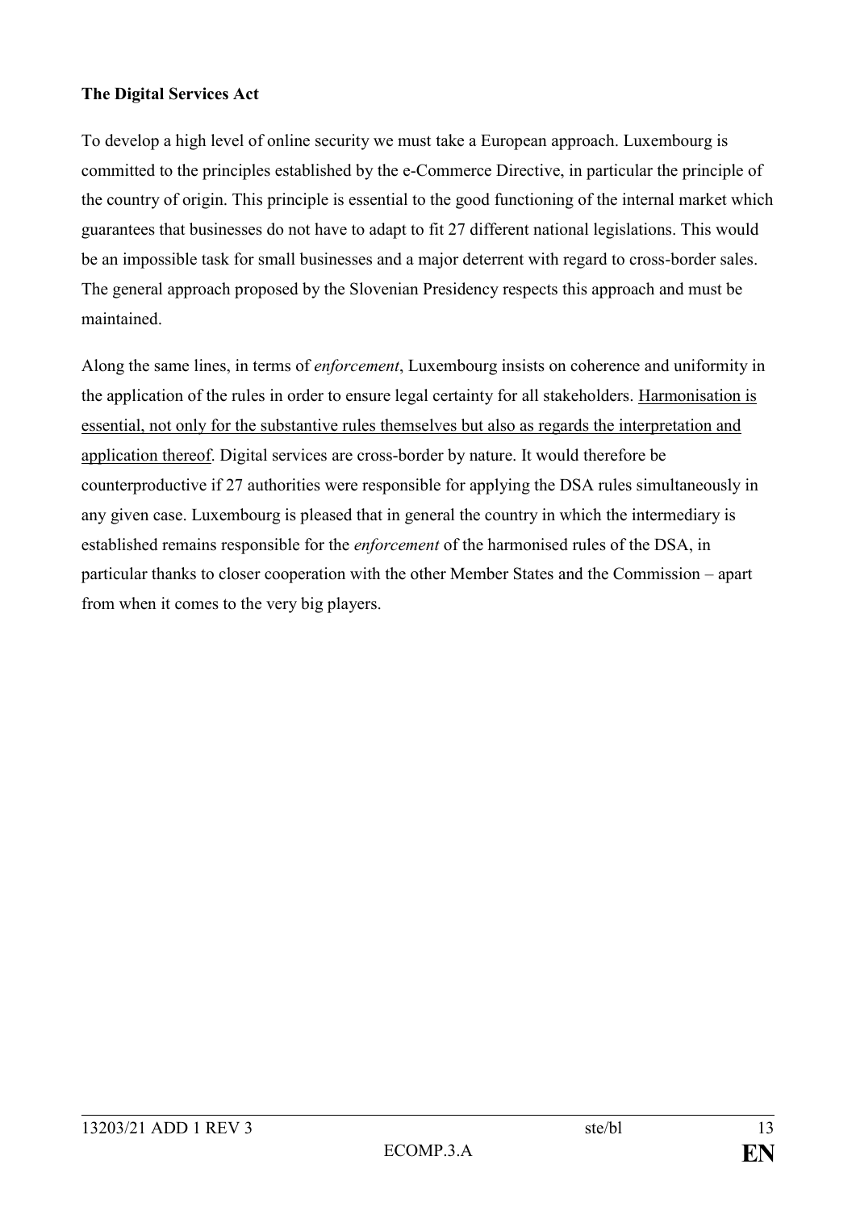**The Digital Services Act**

To develop a high level of online security we must take a European approach. Luxembourg is committed to the principles established by the e-Commerce Directive, in particular the principle of the country of origin. This principle is essential to the good functioning of the internal market which guarantees that businesses do not have to adapt to fit 27 different national legislations. This would be an impossible task for small businesses and a major deterrent with regard to cross-border sales. The general approach proposed by the Slovenian Presidency respects this approach and must be maintained.

Along the same lines, in terms of *enforcement*, Luxembourg insists on coherence and uniformity in the application of the rules in order to ensure legal certainty for all stakeholders. <u>Harmonisation is essential, not only for the substantive rules themselves but also as regards the interpretation and application thereof</u>. Digital services are cross-border by nature. It would therefore be counterproductive if 27 authorities were responsible for applying the DSA rules simultaneously in any given case. Luxembourg is pleased that in general the country in which the intermediary is established remains responsible for the *enforcement* of the harmonised rules of the DSA, in particular thanks to closer cooperation with the other Member States and the Commission – apart from when it comes to the very big players.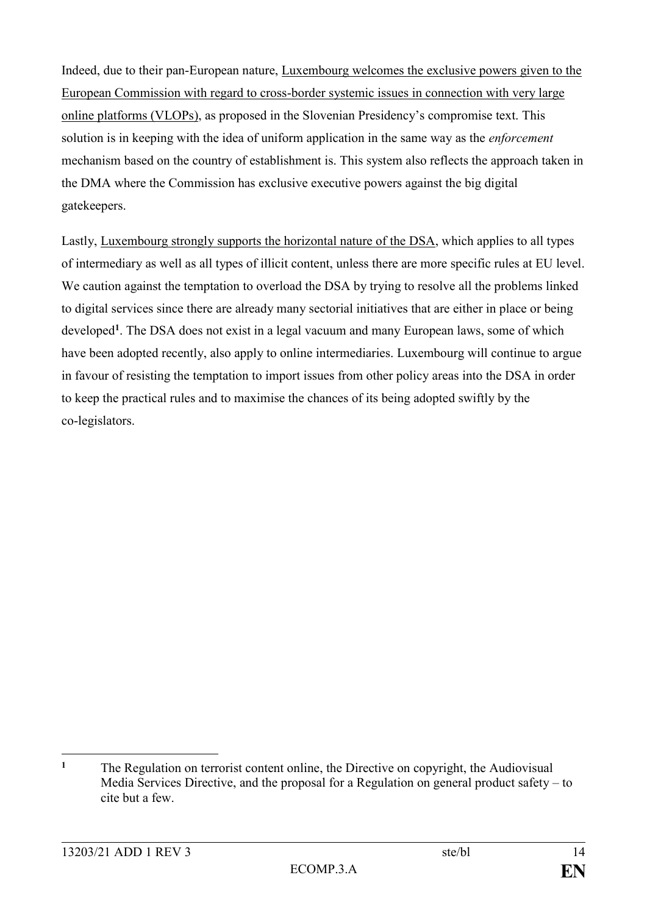Indeed, due to their pan-European nature, Luxembourg welcomes the exclusive powers given to the European Commission with regard to cross-border systemic issues in connection with very large online platforms (VLOPs), as proposed in the Slovenian Presidency's compromise text. This solution is in keeping with the idea of uniform application in the same way as the *enforcement* mechanism based on the country of establishment is. This system also reflects the approach taken in the DMA where the Commission has exclusive executive powers against the big digital gatekeepers.

Lastly, Luxembourg strongly supports the horizontal nature of the DSA, which applies to all types of intermediary as well as all types of illicit content, unless there are more specific rules at EU level. We caution against the temptation to overload the DSA by trying to resolve all the problems linked to digital services since there are already many sectorial initiatives that are either in place or being developed[1]. The DSA does not exist in a legal vacuum and many European laws, some of which have been adopted recently, also apply to online intermediaries. Luxembourg will continue to argue in favour of resisting the temptation to import issues from other policy areas into the DSA in order to keep the practical rules and to maximise the chances of its being adopted swiftly by the co-legislators.

---

[1] The Regulation on terrorist content online, the Directive on copyright, the Audiovisual Media Services Directive, and the proposal for a Regulation on general product safety – to cite but a few.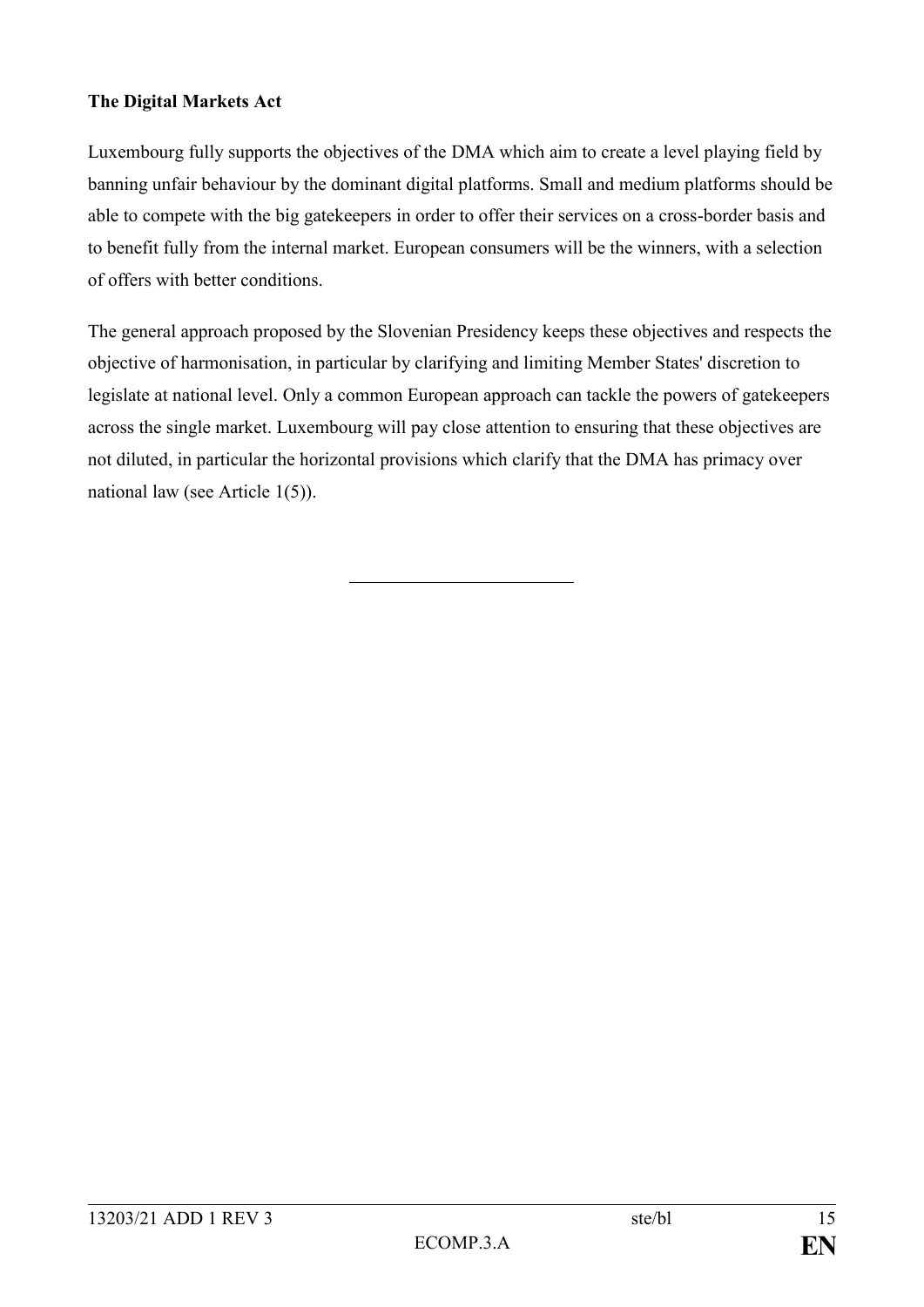**The Digital Markets Act**

Luxembourg fully supports the objectives of the DMA which aim to create a level playing field by banning unfair behaviour by the dominant digital platforms. Small and medium platforms should be able to compete with the big gatekeepers in order to offer their services on a cross-border basis and to benefit fully from the internal market. European consumers will be the winners, with a selection of offers with better conditions.

The general approach proposed by the Slovenian Presidency keeps these objectives and respects the objective of harmonisation, in particular by clarifying and limiting Member States' discretion to legislate at national level. Only a common European approach can tackle the powers of gatekeepers across the single market. Luxembourg will pay close attention to ensuring that these objectives are not diluted, in particular the horizontal provisions which clarify that the DMA has primacy over national law (see Article 1(5)).